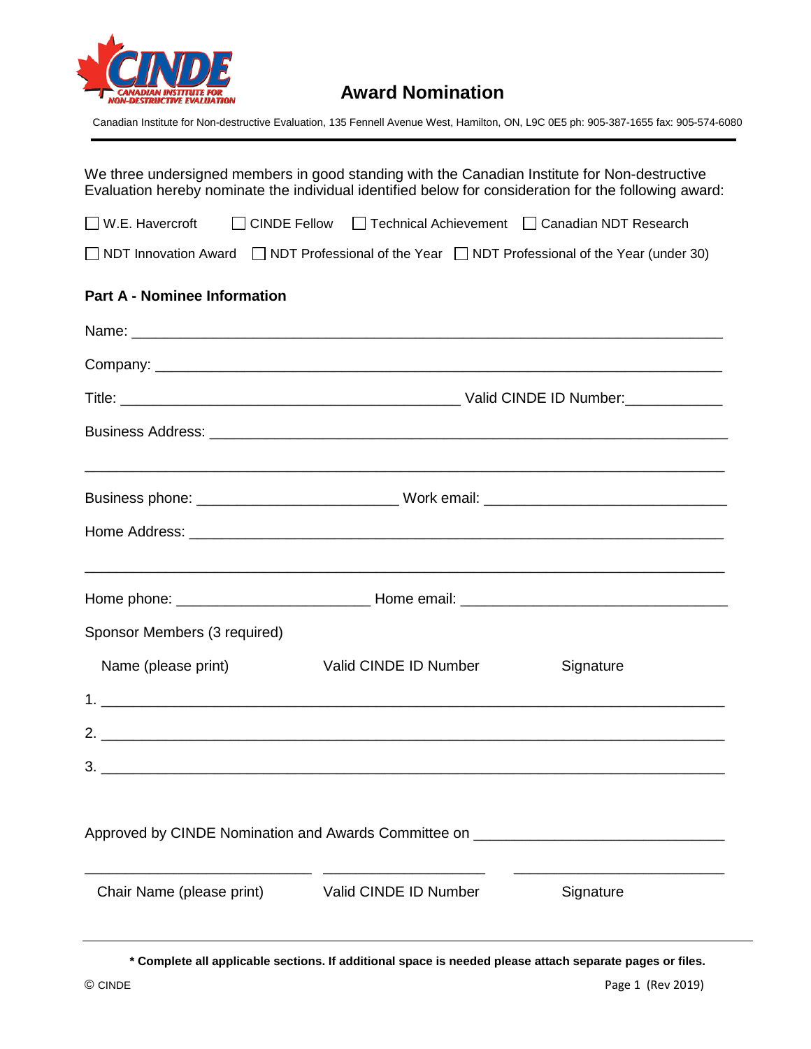# Award Nomination

Canadian Institute for Non-destructive Evaluation, 135 Fennell Avenue West, Hamilton, ON, L9C 0E5 ph: 905-387-1655 fax: 905-574-6080

---

We three undersigned members in good standing with the Canadian Institute for Non-destructive Evaluation hereby nominate the individual identified below for consideration for the following award:

☐ W.E. Havercroft ☐ CINDE Fellow ☐ Technical Achievement ☐ Canadian NDT Research

☐ NDT Innovation Award ☐ NDT Professional of the Year ☐ NDT Professional of the Year (under 30)

**Part A - Nominee Information**

Name: ___________________________________________________________________________

Company: ________________________________________________________________________

Title: ___________________________________________ Valid CINDE ID Number:____________

Business Address: __________________________________________________________________

___________________________________________________________________________________

Business phone: ________________________ Work email: _____________________________

Home Address: _____________________________________________________________________

___________________________________________________________________________________

Home phone: _______________________ Home email: ________________________________

Sponsor Members (3 required)

| Name (please print) | Valid CINDE ID Number | Signature |
|---|---|---|
| 1. | | |
| 2. | | |
| 3. | | |

Approved by CINDE Nomination and Awards Committee on _______________________________

| Chair Name (please print) | Valid CINDE ID Number | Signature |
|---|---|---|
| | | |

---

**\* Complete all applicable sections. If additional space is needed please attach separate pages or files.**

© CINDE (Rev 2019)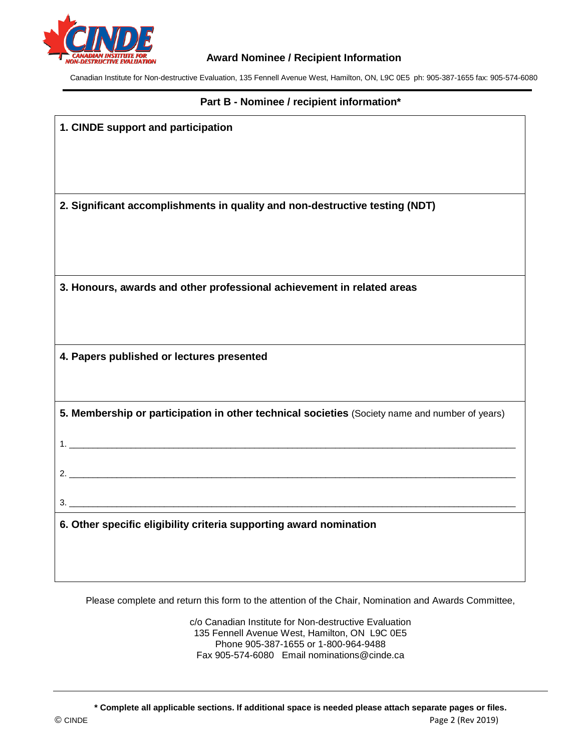## Award Nominee / Recipient Information

Canadian Institute for Non-destructive Evaluation, 135 Fennell Avenue West, Hamilton, ON, L9C 0E5 ph: 905-387-1655 fax: 905-574-6080

### Part B - Nominee / recipient information*

**1. CINDE support and participation**

**2. Significant accomplishments in quality and non-destructive testing (NDT)**

**3. Honours, awards and other professional achievement in related areas**

**4. Papers published or lectures presented**

**5. Membership or participation in other technical societies** (Society name and number of years)

1. ______________________________________________________________________________

2. ______________________________________________________________________________

3. ______________________________________________________________________________

**6. Other specific eligibility criteria supporting award nomination**

Please complete and return this form to the attention of the Chair, Nomination and Awards Committee,

c/o Canadian Institute for Non-destructive Evaluation
135 Fennell Avenue West, Hamilton, ON L9C 0E5
Phone 905-387-1655 or 1-800-964-9488
Fax 905-574-6080 Email nominations@cinde.ca

**\* Complete all applicable sections. If additional space is needed please attach separate pages or files.**

© CINDE